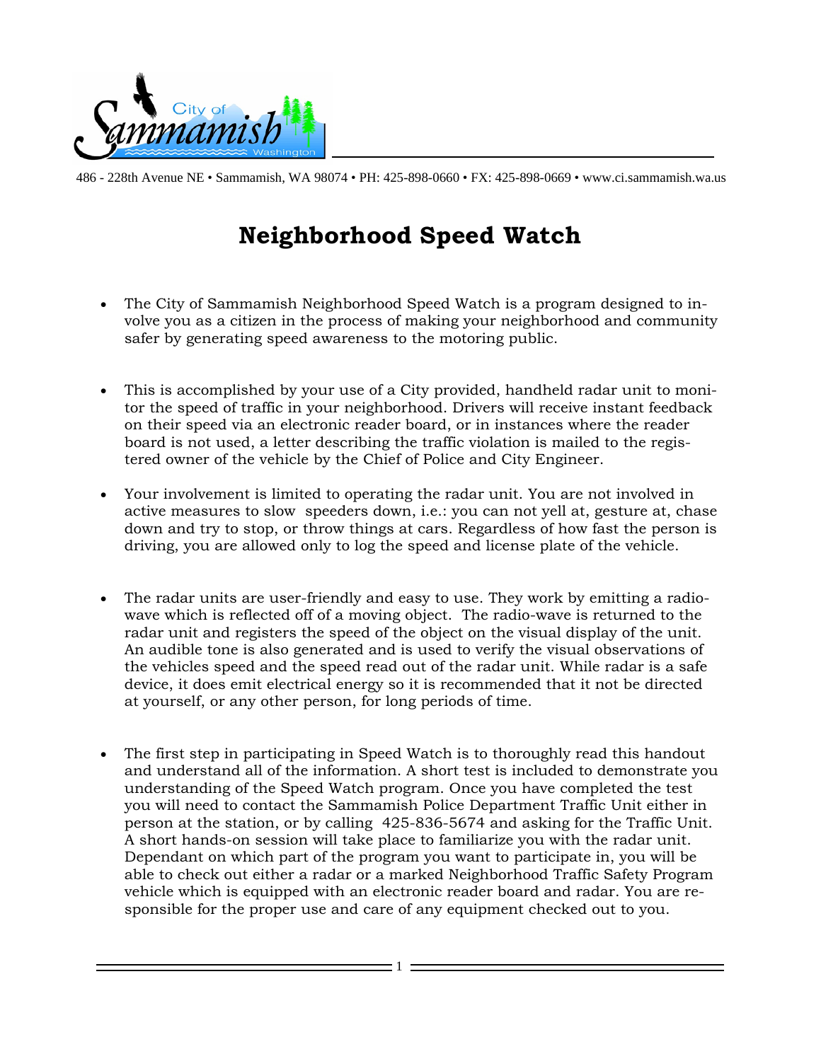486 - 228th Avenue NE • Sammamish, WA 98074 • PH: 425-898-0660 • FX: 425-898-0669 • www.ci.sammamish.wa.us

# Neighborhood Speed Watch

- The City of Sammamish Neighborhood Speed Watch is a program designed to involve you as a citizen in the process of making your neighborhood and community safer by generating speed awareness to the motoring public.

- This is accomplished by your use of a City provided, handheld radar unit to monitor the speed of traffic in your neighborhood. Drivers will receive instant feedback on their speed via an electronic reader board, or in instances where the reader board is not used, a letter describing the traffic violation is mailed to the registered owner of the vehicle by the Chief of Police and City Engineer.

- Your involvement is limited to operating the radar unit. You are not involved in active measures to slow speeders down, i.e.: you can not yell at, gesture at, chase down and try to stop, or throw things at cars. Regardless of how fast the person is driving, you are allowed only to log the speed and license plate of the vehicle.

- The radar units are user-friendly and easy to use. They work by emitting a radio-wave which is reflected off of a moving object. The radio-wave is returned to the radar unit and registers the speed of the object on the visual display of the unit. An audible tone is also generated and is used to verify the visual observations of the vehicles speed and the speed read out of the radar unit. While radar is a safe device, it does emit electrical energy so it is recommended that it not be directed at yourself, or any other person, for long periods of time.

- The first step in participating in Speed Watch is to thoroughly read this handout and understand all of the information. A short test is included to demonstrate you understanding of the Speed Watch program. Once you have completed the test you will need to contact the Sammamish Police Department Traffic Unit either in person at the station, or by calling 425-836-5674 and asking for the Traffic Unit. A short hands-on session will take place to familiarize you with the radar unit. Dependant on which part of the program you want to participate in, you will be able to check out either a radar or a marked Neighborhood Traffic Safety Program vehicle which is equipped with an electronic reader board and radar. You are responsible for the proper use and care of any equipment checked out to you.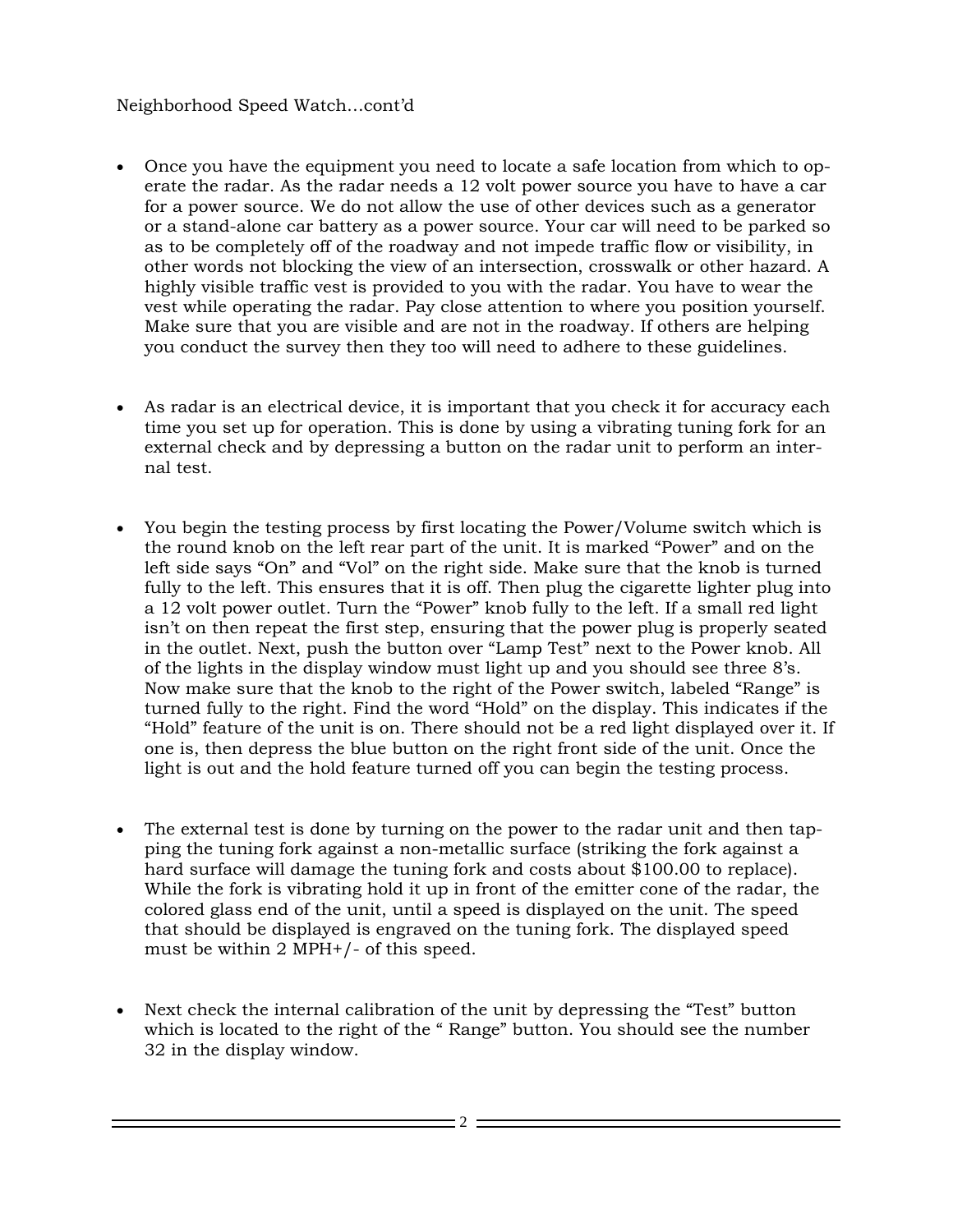Neighborhood Speed Watch…cont'd

- Once you have the equipment you need to locate a safe location from which to operate the radar. As the radar needs a 12 volt power source you have to have a car for a power source. We do not allow the use of other devices such as a generator or a stand-alone car battery as a power source. Your car will need to be parked so as to be completely off of the roadway and not impede traffic flow or visibility, in other words not blocking the view of an intersection, crosswalk or other hazard. A highly visible traffic vest is provided to you with the radar. You have to wear the vest while operating the radar. Pay close attention to where you position yourself. Make sure that you are visible and are not in the roadway. If others are helping you conduct the survey then they too will need to adhere to these guidelines.

- As radar is an electrical device, it is important that you check it for accuracy each time you set up for operation. This is done by using a vibrating tuning fork for an external check and by depressing a button on the radar unit to perform an internal test.

- You begin the testing process by first locating the Power/Volume switch which is the round knob on the left rear part of the unit. It is marked "Power" and on the left side says "On" and "Vol" on the right side. Make sure that the knob is turned fully to the left. This ensures that it is off. Then plug the cigarette lighter plug into a 12 volt power outlet. Turn the "Power" knob fully to the left. If a small red light isn't on then repeat the first step, ensuring that the power plug is properly seated in the outlet. Next, push the button over "Lamp Test" next to the Power knob. All of the lights in the display window must light up and you should see three 8's. Now make sure that the knob to the right of the Power switch, labeled "Range" is turned fully to the right. Find the word "Hold" on the display. This indicates if the "Hold" feature of the unit is on. There should not be a red light displayed over it. If one is, then depress the blue button on the right front side of the unit. Once the light is out and the hold feature turned off you can begin the testing process.

- The external test is done by turning on the power to the radar unit and then tapping the tuning fork against a non-metallic surface (striking the fork against a hard surface will damage the tuning fork and costs about $100.00 to replace). While the fork is vibrating hold it up in front of the emitter cone of the radar, the colored glass end of the unit, until a speed is displayed on the unit. The speed that should be displayed is engraved on the tuning fork. The displayed speed must be within 2 MPH+/- of this speed.

- Next check the internal calibration of the unit by depressing the "Test" button which is located to the right of the " Range" button. You should see the number 32 in the display window.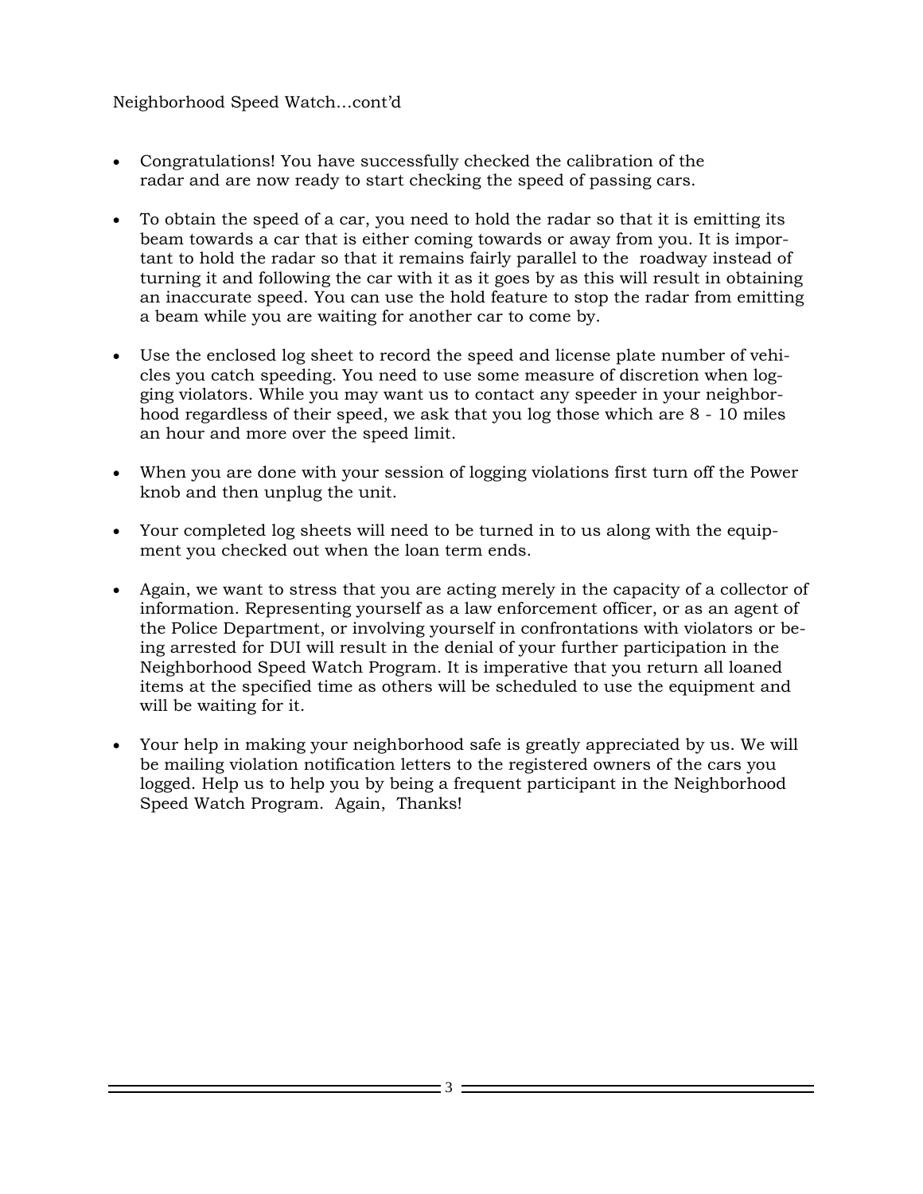Neighborhood Speed Watch…cont'd

- Congratulations! You have successfully checked the calibration of the radar and are now ready to start checking the speed of passing cars.

- To obtain the speed of a car, you need to hold the radar so that it is emitting its beam towards a car that is either coming towards or away from you. It is important to hold the radar so that it remains fairly parallel to the roadway instead of turning it and following the car with it as it goes by as this will result in obtaining an inaccurate speed. You can use the hold feature to stop the radar from emitting a beam while you are waiting for another car to come by.

- Use the enclosed log sheet to record the speed and license plate number of vehicles you catch speeding. You need to use some measure of discretion when logging violators. While you may want us to contact any speeder in your neighborhood regardless of their speed, we ask that you log those which are 8 - 10 miles an hour and more over the speed limit.

- When you are done with your session of logging violations first turn off the Power knob and then unplug the unit.

- Your completed log sheets will need to be turned in to us along with the equipment you checked out when the loan term ends.

- Again, we want to stress that you are acting merely in the capacity of a collector of information. Representing yourself as a law enforcement officer, or as an agent of the Police Department, or involving yourself in confrontations with violators or being arrested for DUI will result in the denial of your further participation in the Neighborhood Speed Watch Program. It is imperative that you return all loaned items at the specified time as others will be scheduled to use the equipment and will be waiting for it.

- Your help in making your neighborhood safe is greatly appreciated by us. We will be mailing violation notification letters to the registered owners of the cars you logged. Help us to help you by being a frequent participant in the Neighborhood Speed Watch Program. Again, Thanks!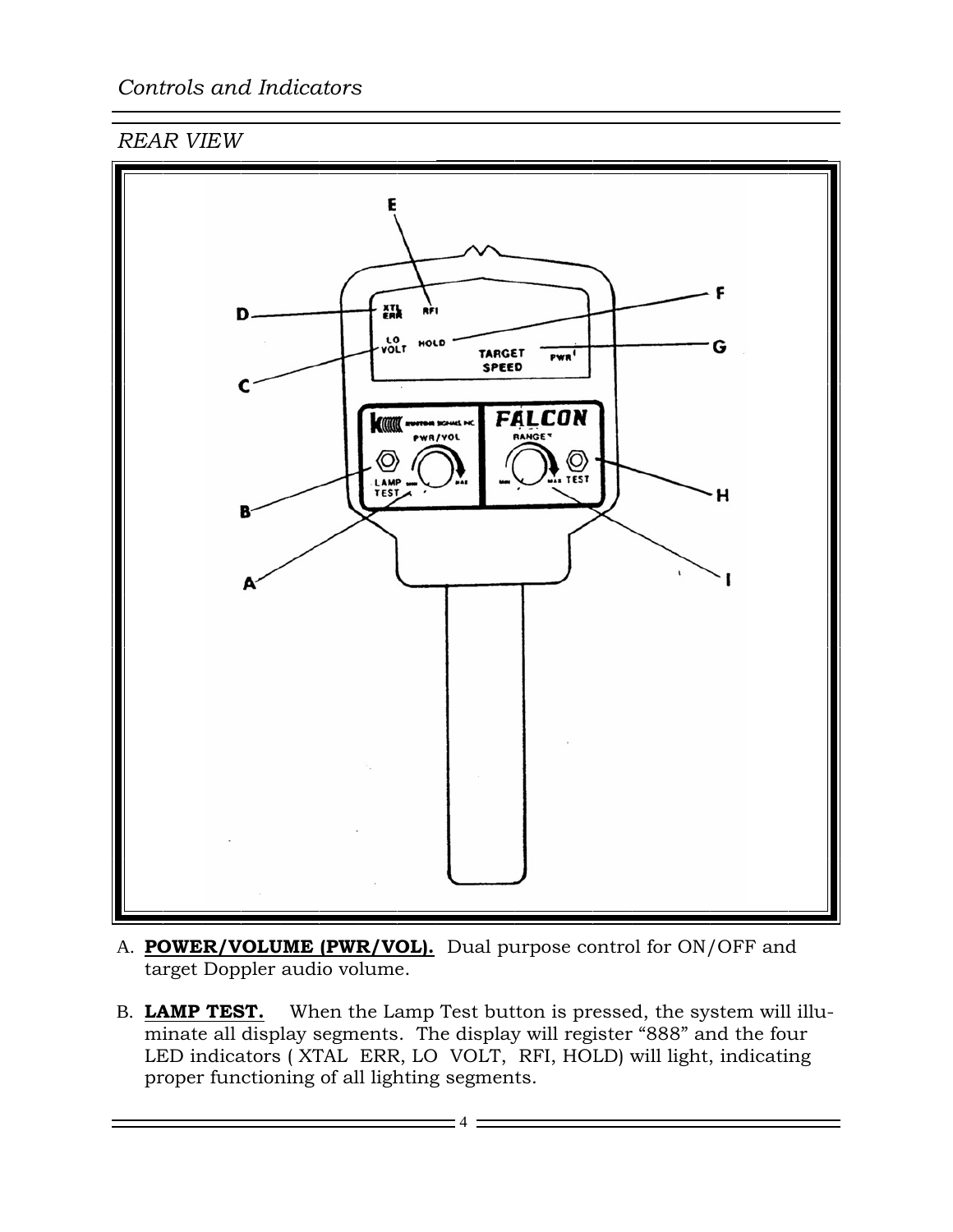*Controls and Indicators*

*REAR VIEW*

A. **POWER/VOLUME (PWR/VOL).** Dual purpose control for ON/OFF and target Doppler audio volume.

B. **LAMP TEST.** When the Lamp Test button is pressed, the system will illuminate all display segments. The display will register "888" and the four LED indicators ( XTAL ERR, LO VOLT, RFI, HOLD) will light, indicating proper functioning of all lighting segments.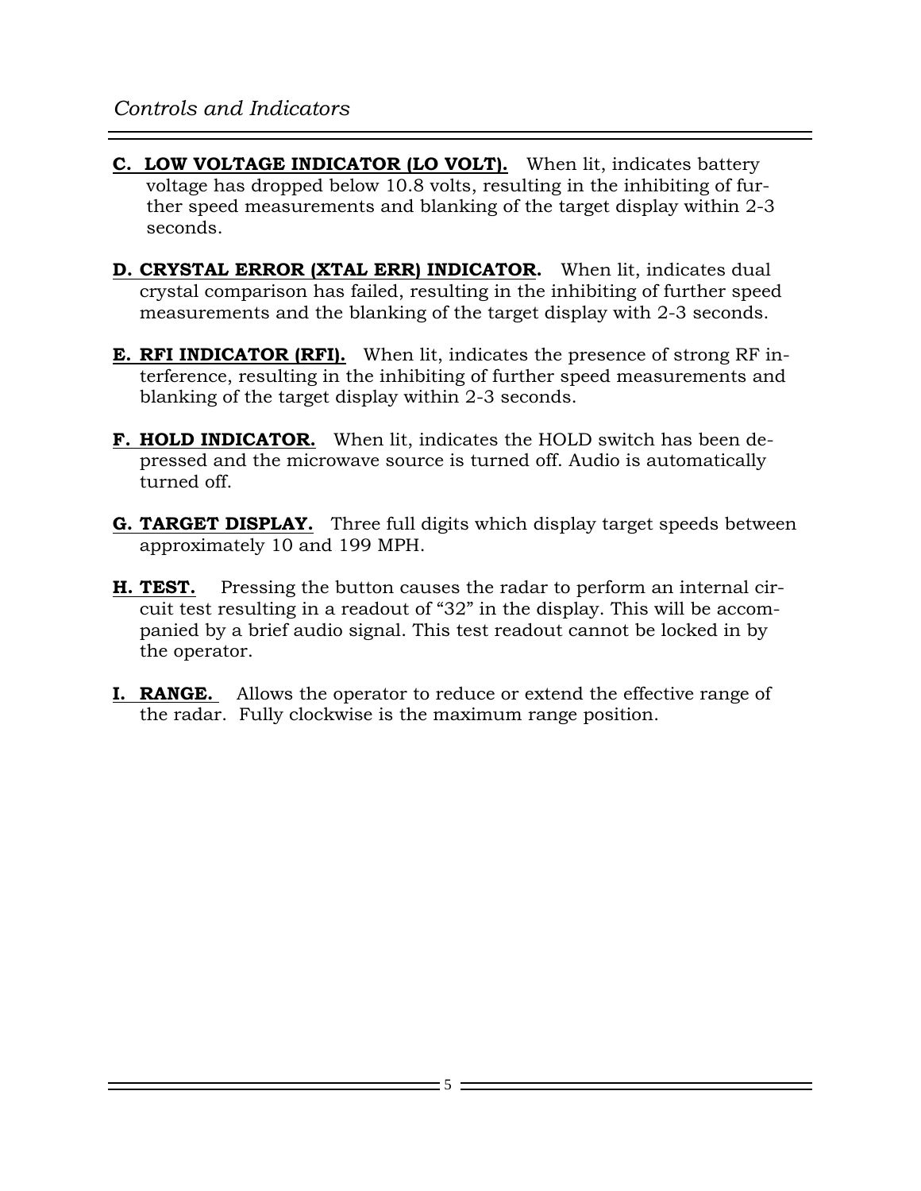*Controls and Indicators*

**C. LOW VOLTAGE INDICATOR (LO VOLT).** When lit, indicates battery voltage has dropped below 10.8 volts, resulting in the inhibiting of further speed measurements and blanking of the target display within 2-3 seconds.

**D. CRYSTAL ERROR (XTAL ERR) INDICATOR.** When lit, indicates dual crystal comparison has failed, resulting in the inhibiting of further speed measurements and the blanking of the target display with 2-3 seconds.

**E. RFI INDICATOR (RFI).** When lit, indicates the presence of strong RF interference, resulting in the inhibiting of further speed measurements and blanking of the target display within 2-3 seconds.

**F. HOLD INDICATOR.** When lit, indicates the HOLD switch has been depressed and the microwave source is turned off. Audio is automatically turned off.

**G. TARGET DISPLAY.** Three full digits which display target speeds between approximately 10 and 199 MPH.

**H. TEST.** Pressing the button causes the radar to perform an internal circuit test resulting in a readout of "32" in the display. This will be accompanied by a brief audio signal. This test readout cannot be locked in by the operator.

**I. RANGE.** Allows the operator to reduce or extend the effective range of the radar. Fully clockwise is the maximum range position.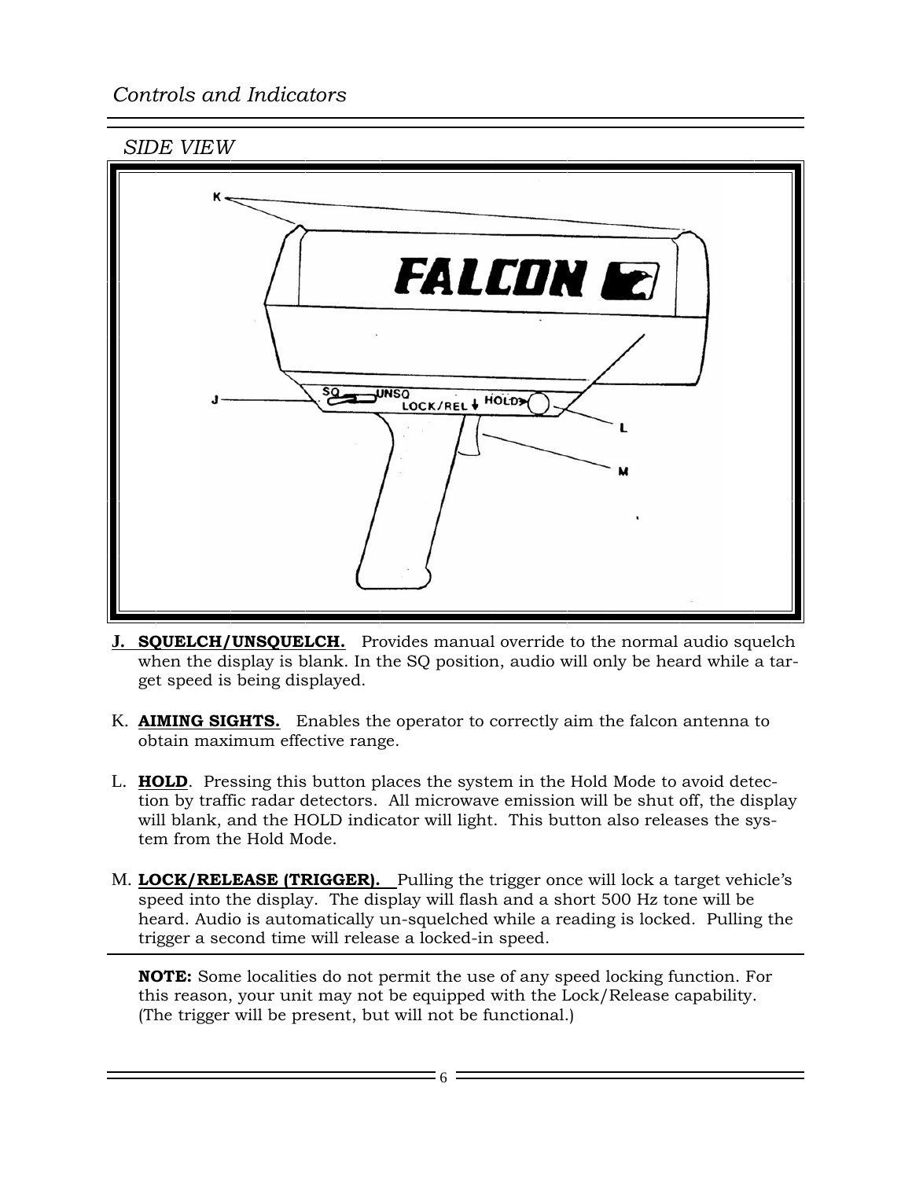## Controls and Indicators

### SIDE VIEW

**J. SQUELCH/UNSQUELCH.** Provides manual override to the normal audio squelch when the display is blank. In the SQ position, audio will only be heard while a target speed is being displayed.

K. **AIMING SIGHTS.** Enables the operator to correctly aim the falcon antenna to obtain maximum effective range.

L. **HOLD**. Pressing this button places the system in the Hold Mode to avoid detection by traffic radar detectors. All microwave emission will be shut off, the display will blank, and the HOLD indicator will light. This button also releases the system from the Hold Mode.

M. **LOCK/RELEASE (TRIGGER).** Pulling the trigger once will lock a target vehicle's speed into the display. The display will flash and a short 500 Hz tone will be heard. Audio is automatically un-squelched while a reading is locked. Pulling the trigger a second time will release a locked-in speed.

---

**NOTE:** Some localities do not permit the use of any speed locking function. For this reason, your unit may not be equipped with the Lock/Release capability. (The trigger will be present, but will not be functional.)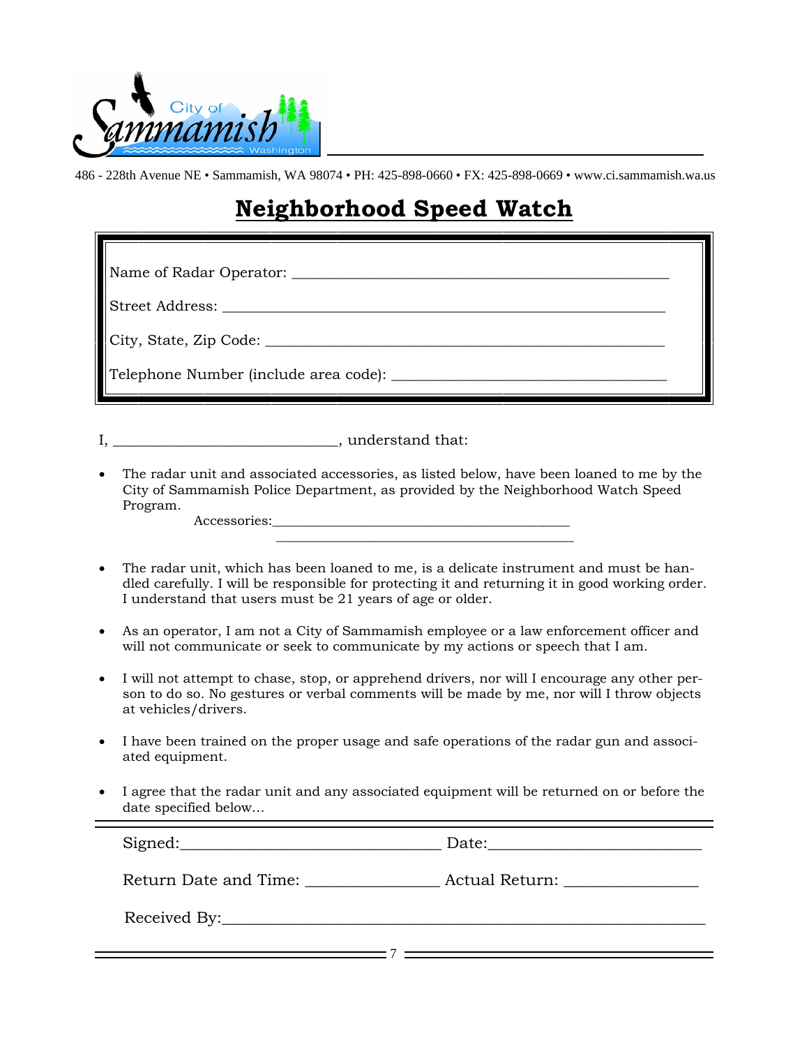City of Sammamish Washington

486 - 228th Avenue NE • Sammamish, WA 98074 • PH: 425-898-0660 • FX: 425-898-0669 • www.ci.sammamish.wa.us

# Neighborhood Speed Watch

Name of Radar Operator: ____________________________________________

Street Address: ________________________________________________

City, State, Zip Code: ____________________________________________

Telephone Number (include area code): _______________________________

I, ___________________________, understand that:

- The radar unit and associated accessories, as listed below, have been loaned to me by the City of Sammamish Police Department, as provided by the Neighborhood Watch Speed Program.

  Accessories:_______________________________________
  _______________________________________

- The radar unit, which has been loaned to me, is a delicate instrument and must be handled carefully. I will be responsible for protecting it and returning it in good working order. I understand that users must be 21 years of age or older.

- As an operator, I am not a City of Sammamish employee or a law enforcement officer and will not communicate or seek to communicate by my actions or speech that I am.

- I will not attempt to chase, stop, or apprehend drivers, nor will I encourage any other person to do so. No gestures or verbal comments will be made by me, nor will I throw objects at vehicles/drivers.

- I have been trained on the proper usage and safe operations of the radar gun and associated equipment.

- I agree that the radar unit and any associated equipment will be returned on or before the date specified below...

Signed:_______________________________ Date:_______________________

Return Date and Time: ______________ Actual Return: ______________

Received By:_____________________________________________________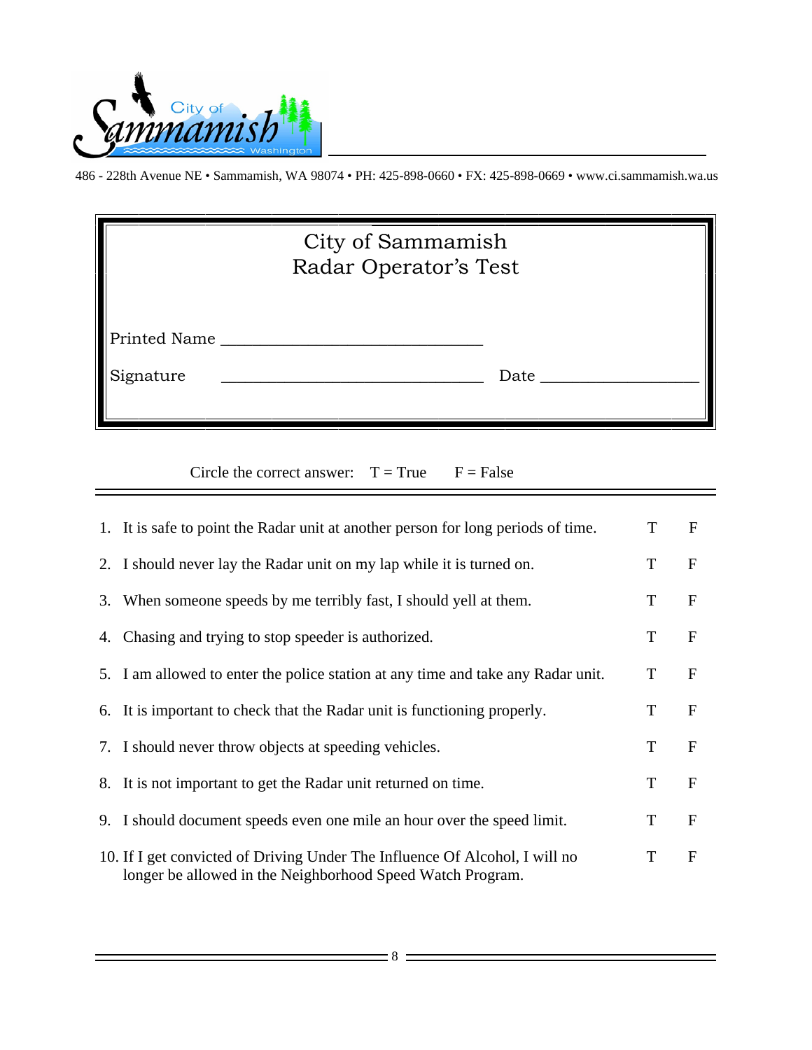486 - 228th Avenue NE • Sammamish, WA 98074 • PH: 425-898-0660 • FX: 425-898-0669 • www.ci.sammamish.wa.us

# City of Sammamish
## Radar Operator's Test

Printed Name ______________________________

Signature ______________________________ Date _________________

Circle the correct answer: T = True F = False

| | | | |
|---|---|---|---|
| 1. | It is safe to point the Radar unit at another person for long periods of time. | T | F |
| 2. | I should never lay the Radar unit on my lap while it is turned on. | T | F |
| 3. | When someone speeds by me terribly fast, I should yell at them. | T | F |
| 4. | Chasing and trying to stop speeder is authorized. | T | F |
| 5. | I am allowed to enter the police station at any time and take any Radar unit. | T | F |
| 6. | It is important to check that the Radar unit is functioning properly. | T | F |
| 7. | I should never throw objects at speeding vehicles. | T | F |
| 8. | It is not important to get the Radar unit returned on time. | T | F |
| 9. | I should document speeds even one mile an hour over the speed limit. | T | F |
| 10. | If I get convicted of Driving Under The Influence Of Alcohol, I will no longer be allowed in the Neighborhood Speed Watch Program. | T | F |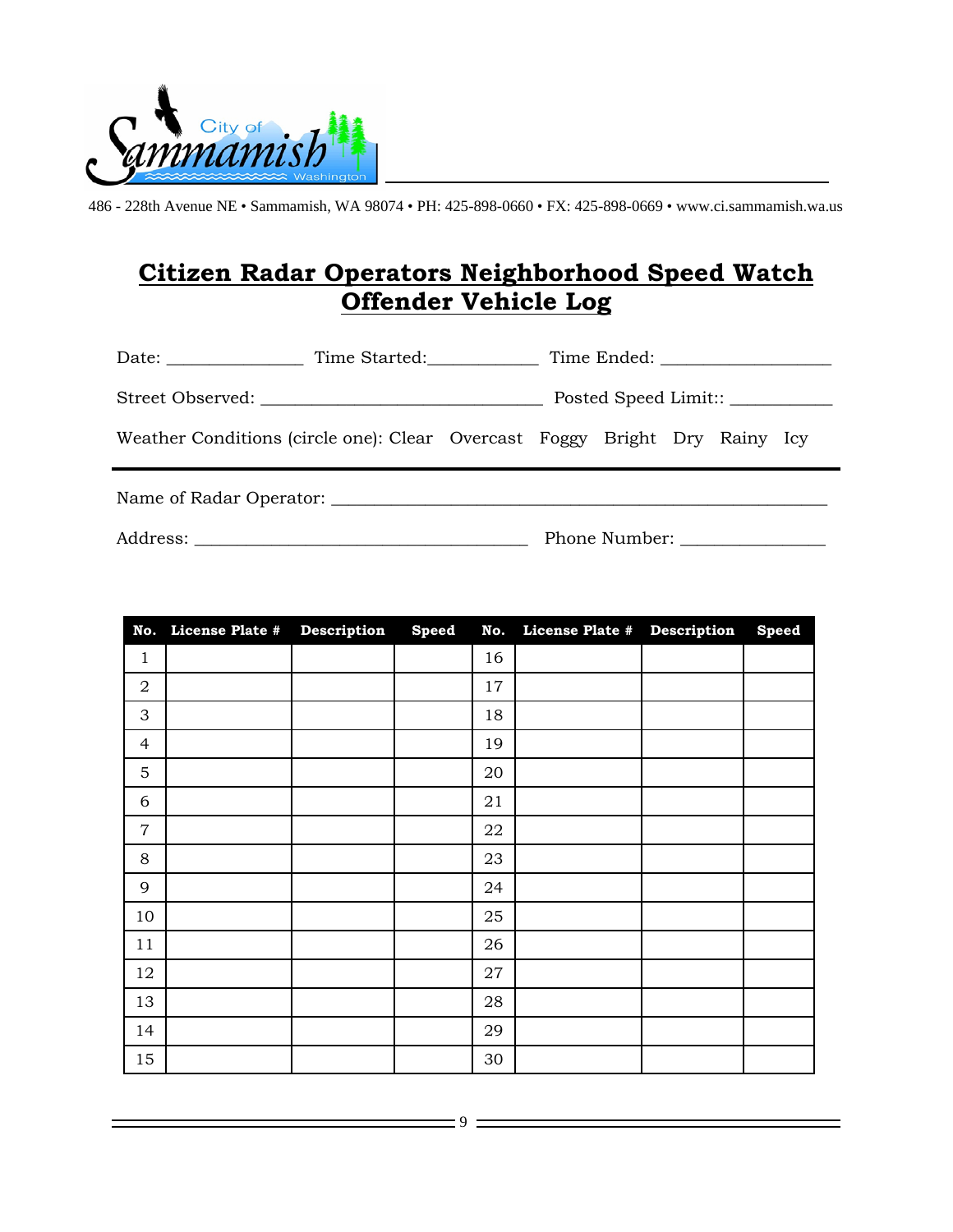City of Sammamish Washington

486 - 228th Avenue NE • Sammamish, WA 98074 • PH: 425-898-0660 • FX: 425-898-0669 • www.ci.sammamish.wa.us

## Citizen Radar Operators Neighborhood Speed Watch Offender Vehicle Log

Date: _______________ Time Started:____________ Time Ended: ___________________

Street Observed: ________________________________ Posted Speed Limit:: ___________

Weather Conditions (circle one): Clear Overcast Foggy Bright Dry Rainy Icy

---

Name of Radar Operator: ________________________________________________________

Address: _____________________________________ Phone Number: ________________

| No. | License Plate # | Description | Speed | No. | License Plate # | Description | Speed |
|---|---|---|---|---|---|---|---|
| 1 | | | | 16 | | | |
| 2 | | | | 17 | | | |
| 3 | | | | 18 | | | |
| 4 | | | | 19 | | | |
| 5 | | | | 20 | | | |
| 6 | | | | 21 | | | |
| 7 | | | | 22 | | | |
| 8 | | | | 23 | | | |
| 9 | | | | 24 | | | |
| 10 | | | | 25 | | | |
| 11 | | | | 26 | | | |
| 12 | | | | 27 | | | |
| 13 | | | | 28 | | | |
| 14 | | | | 29 | | | |
| 15 | | | | 30 | | | |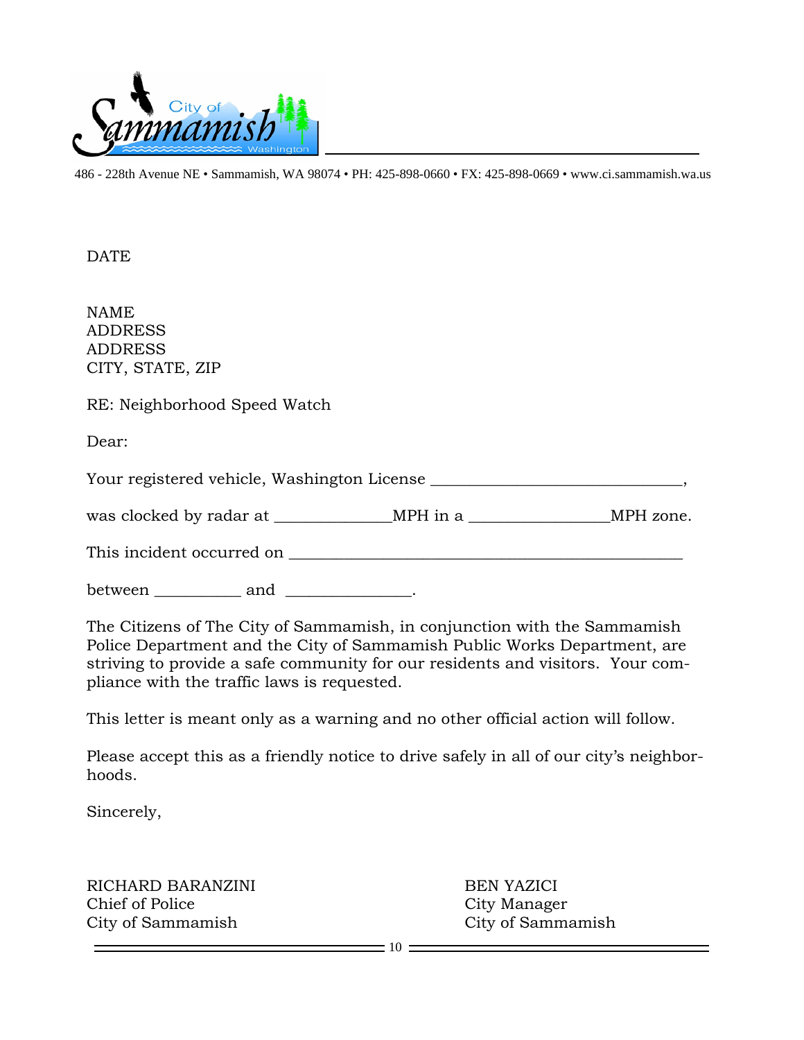City of Sammamish Washington

486 - 228th Avenue NE • Sammamish, WA 98074 • PH: 425-898-0660 • FX: 425-898-0669 • www.ci.sammamish.wa.us

DATE

NAME
ADDRESS
ADDRESS
CITY, STATE, ZIP

RE: Neighborhood Speed Watch

Dear:

Your registered vehicle, Washington License ______________________________,

was clocked by radar at ______________MPH in a ________________MPH zone.

This incident occurred on _________________________________________________

between __________ and ______________.

The Citizens of The City of Sammamish, in conjunction with the Sammamish Police Department and the City of Sammamish Public Works Department, are striving to provide a safe community for our residents and visitors. Your compliance with the traffic laws is requested.

This letter is meant only as a warning and no other official action will follow.

Please accept this as a friendly notice to drive safely in all of our city's neighborhoods.

Sincerely,

RICHARD BARANZINI
Chief of Police
City of Sammamish

BEN YAZICI
City Manager
City of Sammamish